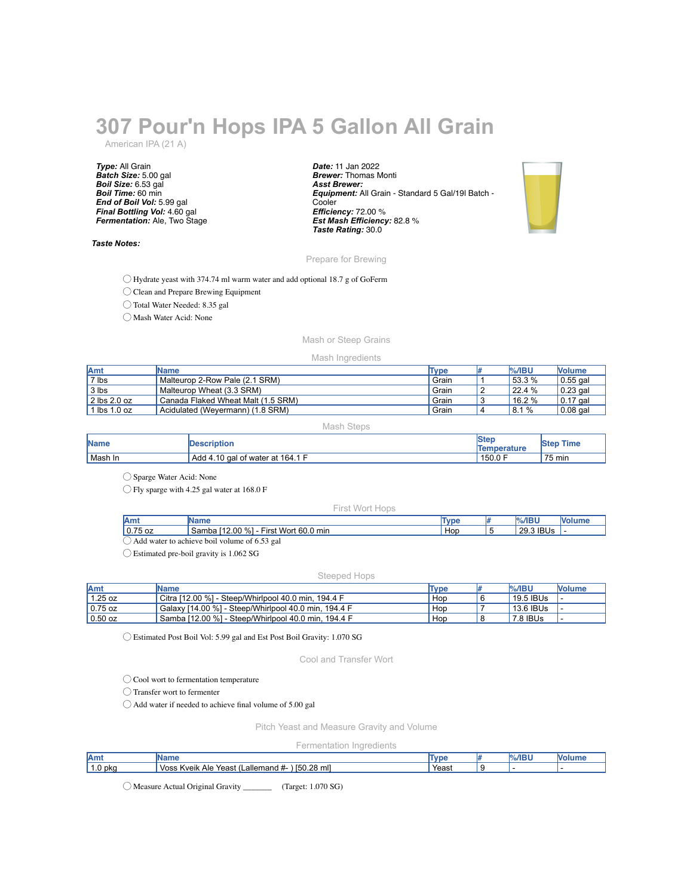# 307 Pour'n Hops IPA 5 Gallon All Grain

American IPA (21 A)

***Type:*** All Grain
***Batch Size:*** 5.00 gal
***Boil Size:*** 6.53 gal
***Boil Time:*** 60 min
***End of Boil Vol:*** 5.99 gal
***Final Bottling Vol:*** 4.60 gal
***Fermentation:*** Ale, Two Stage

***Date:*** 11 Jan 2022
***Brewer:*** Thomas Monti
***Asst Brewer:***
***Equipment:*** All Grain - Standard 5 Gal/19l Batch - Cooler
***Efficiency:*** 72.00 %
***Est Mash Efficiency:*** 82.8 %
***Taste Rating:*** 30.0

***Taste Notes:***

## Prepare for Brewing

- ◯ Hydrate yeast with 374.74 ml warm water and add optional 18.7 g of GoFerm
- ◯ Clean and Prepare Brewing Equipment
- ◯ Total Water Needed: 8.35 gal
- ◯ Mash Water Acid: None

## Mash or Steep Grains

### Mash Ingredients

| Amt | Name | Type | # | %/IBU | Volume |
|---|---|---|---|---|---|
| 7 lbs | Malteurop 2-Row Pale (2.1 SRM) | Grain | 1 | 53.3 % | 0.55 gal |
| 3 lbs | Malteurop Wheat (3.3 SRM) | Grain | 2 | 22.4 % | 0.23 gal |
| 2 lbs 2.0 oz | Canada Flaked Wheat Malt (1.5 SRM) | Grain | 3 | 16.2 % | 0.17 gal |
| 1 lbs 1.0 oz | Acidulated (Weyermann) (1.8 SRM) | Grain | 4 | 8.1 % | 0.08 gal |

### Mash Steps

| Name | Description | Step Temperature | Step Time |
|---|---|---|---|
| Mash In | Add 4.10 gal of water at 164.1 F | 150.0 F | 75 min |

- ◯ Sparge Water Acid: None
- ◯ Fly sparge with 4.25 gal water at 168.0 F

### First Wort Hops

| Amt | Name | Type | # | %/IBU | Volume |
|---|---|---|---|---|---|
| 0.75 oz | Samba [12.00 %] - First Wort 60.0 min | Hop | 5 | 29.3 IBUs | - |

- ◯ Add water to achieve boil volume of 6.53 gal
- ◯ Estimated pre-boil gravity is 1.062 SG

### Steeped Hops

| Amt | Name | Type | # | %/IBU | Volume |
|---|---|---|---|---|---|
| 1.25 oz | Citra [12.00 %] - Steep/Whirlpool 40.0 min, 194.4 F | Hop | 6 | 19.5 IBUs | - |
| 0.75 oz | Galaxy [14.00 %] - Steep/Whirlpool 40.0 min, 194.4 F | Hop | 7 | 13.6 IBUs | - |
| 0.50 oz | Samba [12.00 %] - Steep/Whirlpool 40.0 min, 194.4 F | Hop | 8 | 7.8 IBUs | - |

- ◯ Estimated Post Boil Vol: 5.99 gal and Est Post Boil Gravity: 1.070 SG

## Cool and Transfer Wort

- ◯ Cool wort to fermentation temperature
- ◯ Transfer wort to fermenter
- ◯ Add water if needed to achieve final volume of 5.00 gal

## Pitch Yeast and Measure Gravity and Volume

### Fermentation Ingredients

| Amt | Name | Type | # | %/IBU | Volume |
|---|---|---|---|---|---|
| 1.0 pkg | Voss Kveik Ale Yeast (Lallemand #- ) [50.28 ml] | Yeast | 9 | - | - |

- ◯ Measure Actual Original Gravity _______ (Target: 1.070 SG)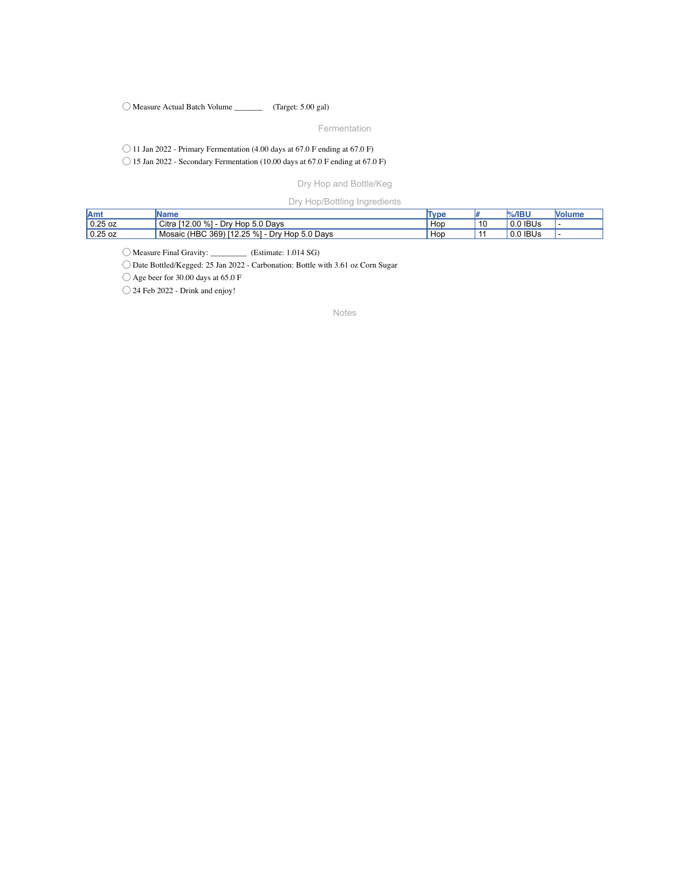◯ Measure Actual Batch Volume _______ (Target: 5.00 gal)

## Fermentation

◯ 11 Jan 2022 - Primary Fermentation (4.00 days at 67.0 F ending at 67.0 F)

◯ 15 Jan 2022 - Secondary Fermentation (10.00 days at 67.0 F ending at 67.0 F)

## Dry Hop and Bottle/Keg

### Dry Hop/Bottling Ingredients

| Amt | Name | Type | # | %/IBU | Volume |
|---|---|---|---|---|---|
| 0.25 oz | Citra [12.00 %] - Dry Hop 5.0 Days | Hop | 10 | 0.0 IBUs | - |
| 0.25 oz | Mosaic (HBC 369) [12.25 %] - Dry Hop 5.0 Days | Hop | 11 | 0.0 IBUs | - |

◯ Measure Final Gravity: _________ (Estimate: 1.014 SG)

◯ Date Bottled/Kegged: 25 Jan 2022 - Carbonation: Bottle with 3.61 oz Corn Sugar

◯ Age beer for 30.00 days at 65.0 F

◯ 24 Feb 2022 - Drink and enjoy!

## Notes